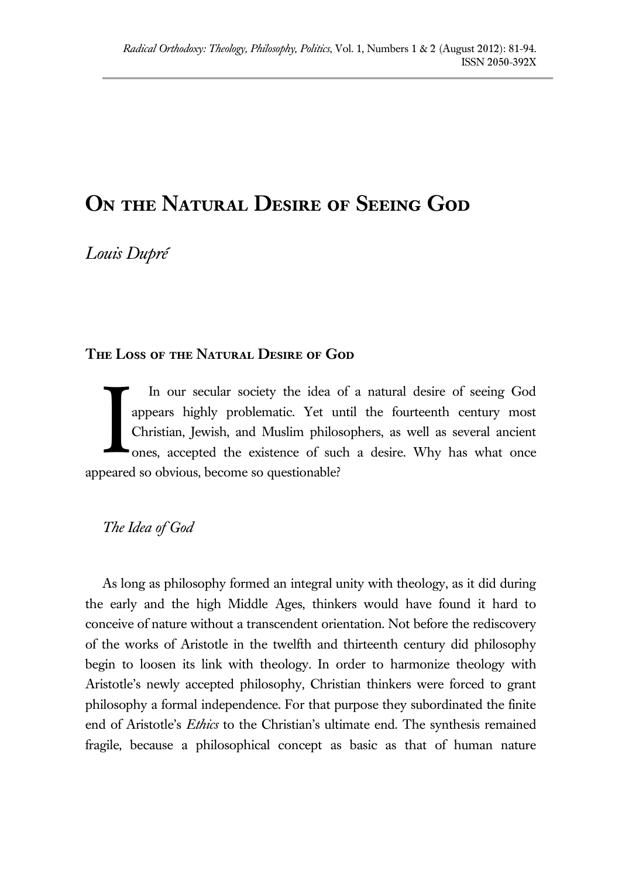# On the Natural Desire of Seeing God

*Louis Dupré*

## The Loss of the Natural Desire of God

In our secular society the idea of a natural desire of seeing God appears highly problematic. Yet until the fourteenth century most Christian, Jewish, and Muslim philosophers, as well as several ancient ones, accepted the existence of such a desire. Why has what once appeared so obvious, become so questionable?

### *The Idea of God*

As long as philosophy formed an integral unity with theology, as it did during the early and the high Middle Ages, thinkers would have found it hard to conceive of nature without a transcendent orientation. Not before the rediscovery of the works of Aristotle in the twelfth and thirteenth century did philosophy begin to loosen its link with theology. In order to harmonize theology with Aristotle's newly accepted philosophy, Christian thinkers were forced to grant philosophy a formal independence. For that purpose they subordinated the finite end of Aristotle's *Ethics* to the Christian's ultimate end. The synthesis remained fragile, because a philosophical concept as basic as that of human nature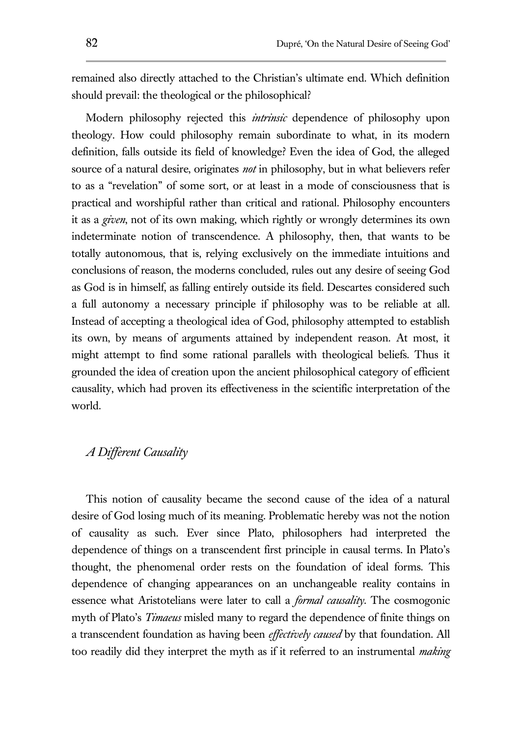remained also directly attached to the Christian's ultimate end. Which definition should prevail: the theological or the philosophical?

Modern philosophy rejected this *intrinsic* dependence of philosophy upon theology. How could philosophy remain subordinate to what, in its modern definition, falls outside its field of knowledge? Even the idea of God, the alleged source of a natural desire, originates *not* in philosophy, but in what believers refer to as a "revelation" of some sort, or at least in a mode of consciousness that is practical and worshipful rather than critical and rational. Philosophy encounters it as a *given*, not of its own making, which rightly or wrongly determines its own indeterminate notion of transcendence. A philosophy, then, that wants to be totally autonomous, that is, relying exclusively on the immediate intuitions and conclusions of reason, the moderns concluded, rules out any desire of seeing God as God is in himself, as falling entirely outside its field. Descartes considered such a full autonomy a necessary principle if philosophy was to be reliable at all. Instead of accepting a theological idea of God, philosophy attempted to establish its own, by means of arguments attained by independent reason. At most, it might attempt to find some rational parallels with theological beliefs. Thus it grounded the idea of creation upon the ancient philosophical category of efficient causality, which had proven its effectiveness in the scientific interpretation of the world.

## *A Different Causality*

This notion of causality became the second cause of the idea of a natural desire of God losing much of its meaning. Problematic hereby was not the notion of causality as such. Ever since Plato, philosophers had interpreted the dependence of things on a transcendent first principle in causal terms. In Plato's thought, the phenomenal order rests on the foundation of ideal forms. This dependence of changing appearances on an unchangeable reality contains in essence what Aristotelians were later to call a *formal causality*. The cosmogonic myth of Plato's *Timaeus* misled many to regard the dependence of finite things on a transcendent foundation as having been *effectively caused* by that foundation. All too readily did they interpret the myth as if it referred to an instrumental *making*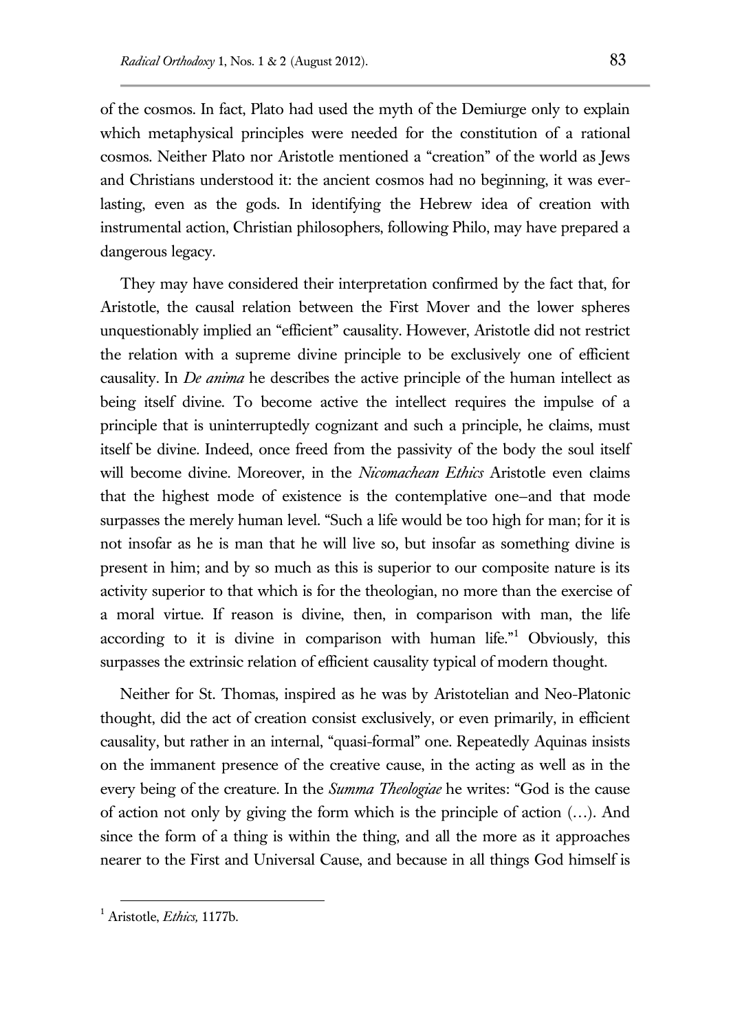of the cosmos. In fact, Plato had used the myth of the Demiurge only to explain which metaphysical principles were needed for the constitution of a rational cosmos. Neither Plato nor Aristotle mentioned a "creation" of the world as Jews and Christians understood it: the ancient cosmos had no beginning, it was everlasting, even as the gods. In identifying the Hebrew idea of creation with instrumental action, Christian philosophers, following Philo, may have prepared a dangerous legacy.

They may have considered their interpretation confirmed by the fact that, for Aristotle, the causal relation between the First Mover and the lower spheres unquestionably implied an "efficient" causality. However, Aristotle did not restrict the relation with a supreme divine principle to be exclusively one of efficient causality. In *De anima* he describes the active principle of the human intellect as being itself divine. To become active the intellect requires the impulse of a principle that is uninterruptedly cognizant and such a principle, he claims, must itself be divine. Indeed, once freed from the passivity of the body the soul itself will become divine. Moreover, in the *Nicomachean Ethics* Aristotle even claims that the highest mode of existence is the contemplative one–and that mode surpasses the merely human level. "Such a life would be too high for man; for it is not insofar as he is man that he will live so, but insofar as something divine is present in him; and by so much as this is superior to our composite nature is its activity superior to that which is for the theologian, no more than the exercise of a moral virtue. If reason is divine, then, in comparison with man, the life according to it is divine in comparison with human life."[1] Obviously, this surpasses the extrinsic relation of efficient causality typical of modern thought.

Neither for St. Thomas, inspired as he was by Aristotelian and Neo-Platonic thought, did the act of creation consist exclusively, or even primarily, in efficient causality, but rather in an internal, "quasi-formal" one. Repeatedly Aquinas insists on the immanent presence of the creative cause, in the acting as well as in the every being of the creature. In the *Summa Theologiae* he writes: "God is the cause of action not only by giving the form which is the principle of action (…). And since the form of a thing is within the thing, and all the more as it approaches nearer to the First and Universal Cause, and because in all things God himself is

[1] Aristotle, *Ethics,* 1177b.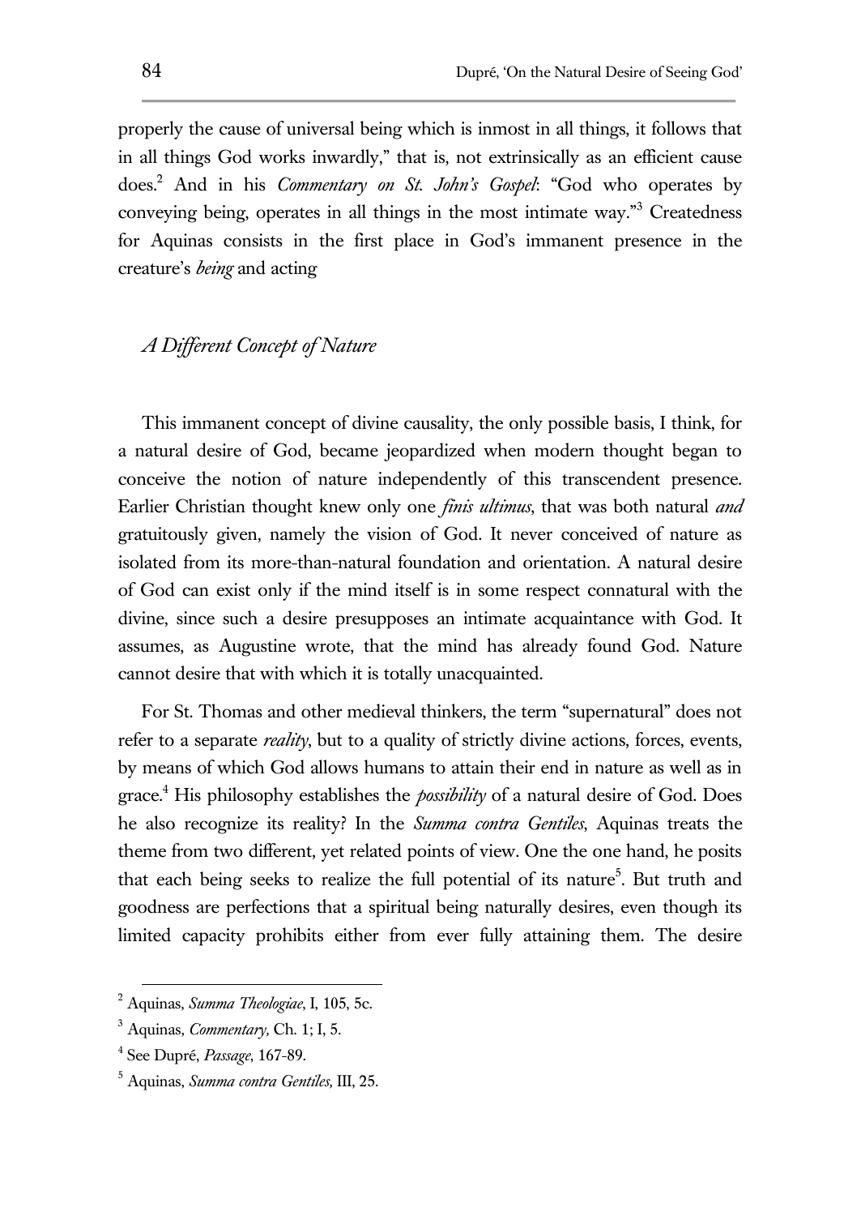properly the cause of universal being which is inmost in all things, it follows that in all things God works inwardly," that is, not extrinsically as an efficient cause does.[2] And in his *Commentary on St. John's Gospel*: "God who operates by conveying being, operates in all things in the most intimate way."[3] Createdness for Aquinas consists in the first place in God's immanent presence in the creature's *being* and acting

## *A Different Concept of Nature*

This immanent concept of divine causality, the only possible basis, I think, for a natural desire of God, became jeopardized when modern thought began to conceive the notion of nature independently of this transcendent presence. Earlier Christian thought knew only one *finis ultimus*, that was both natural *and* gratuitously given, namely the vision of God. It never conceived of nature as isolated from its more-than-natural foundation and orientation. A natural desire of God can exist only if the mind itself is in some respect connatural with the divine, since such a desire presupposes an intimate acquaintance with God. It assumes, as Augustine wrote, that the mind has already found God. Nature cannot desire that with which it is totally unacquainted.

For St. Thomas and other medieval thinkers, the term "supernatural" does not refer to a separate *reality*, but to a quality of strictly divine actions, forces, events, by means of which God allows humans to attain their end in nature as well as in grace.[4] His philosophy establishes the *possibility* of a natural desire of God. Does he also recognize its reality? In the *Summa contra Gentiles*, Aquinas treats the theme from two different, yet related points of view. One the one hand, he posits that each being seeks to realize the full potential of its nature[5]. But truth and goodness are perfections that a spiritual being naturally desires, even though its limited capacity prohibits either from ever fully attaining them. The desire

---

[2] Aquinas, *Summa Theologiae*, I, 105, 5c.

[3] Aquinas, *Commentary,* Ch. 1; I, 5.

[4] See Dupré, *Passage*, 167-89.

[5] Aquinas, *Summa contra Gentiles,* III, 25.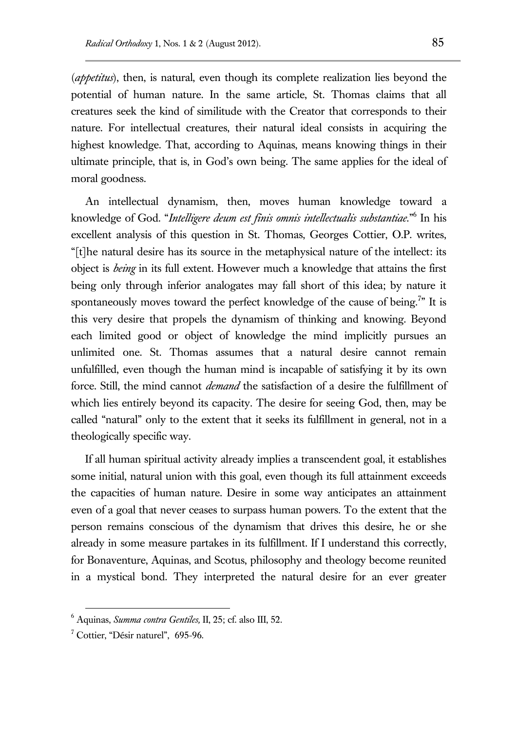(*appetitus*), then, is natural, even though its complete realization lies beyond the potential of human nature. In the same article, St. Thomas claims that all creatures seek the kind of similitude with the Creator that corresponds to their nature. For intellectual creatures, their natural ideal consists in acquiring the highest knowledge. That, according to Aquinas, means knowing things in their ultimate principle, that is, in God's own being. The same applies for the ideal of moral goodness.

An intellectual dynamism, then, moves human knowledge toward a knowledge of God. "*Intelligere deum est finis omnis intellectualis substantiae.*"[6] In his excellent analysis of this question in St. Thomas, Georges Cottier, O.P. writes, "[t]he natural desire has its source in the metaphysical nature of the intellect: its object is *being* in its full extent. However much a knowledge that attains the first being only through inferior analogates may fall short of this idea; by nature it spontaneously moves toward the perfect knowledge of the cause of being.[7]" It is this very desire that propels the dynamism of thinking and knowing. Beyond each limited good or object of knowledge the mind implicitly pursues an unlimited one. St. Thomas assumes that a natural desire cannot remain unfulfilled, even though the human mind is incapable of satisfying it by its own force. Still, the mind cannot *demand* the satisfaction of a desire the fulfillment of which lies entirely beyond its capacity. The desire for seeing God, then, may be called "natural" only to the extent that it seeks its fulfillment in general, not in a theologically specific way.

If all human spiritual activity already implies a transcendent goal, it establishes some initial, natural union with this goal, even though its full attainment exceeds the capacities of human nature. Desire in some way anticipates an attainment even of a goal that never ceases to surpass human powers. To the extent that the person remains conscious of the dynamism that drives this desire, he or she already in some measure partakes in its fulfillment. If I understand this correctly, for Bonaventure, Aquinas, and Scotus, philosophy and theology become reunited in a mystical bond. They interpreted the natural desire for an ever greater

---

[6] Aquinas, *Summa contra Gentiles,* II, 25; cf. also III, 52.

[7] Cottier, "Désir naturel", 695-96.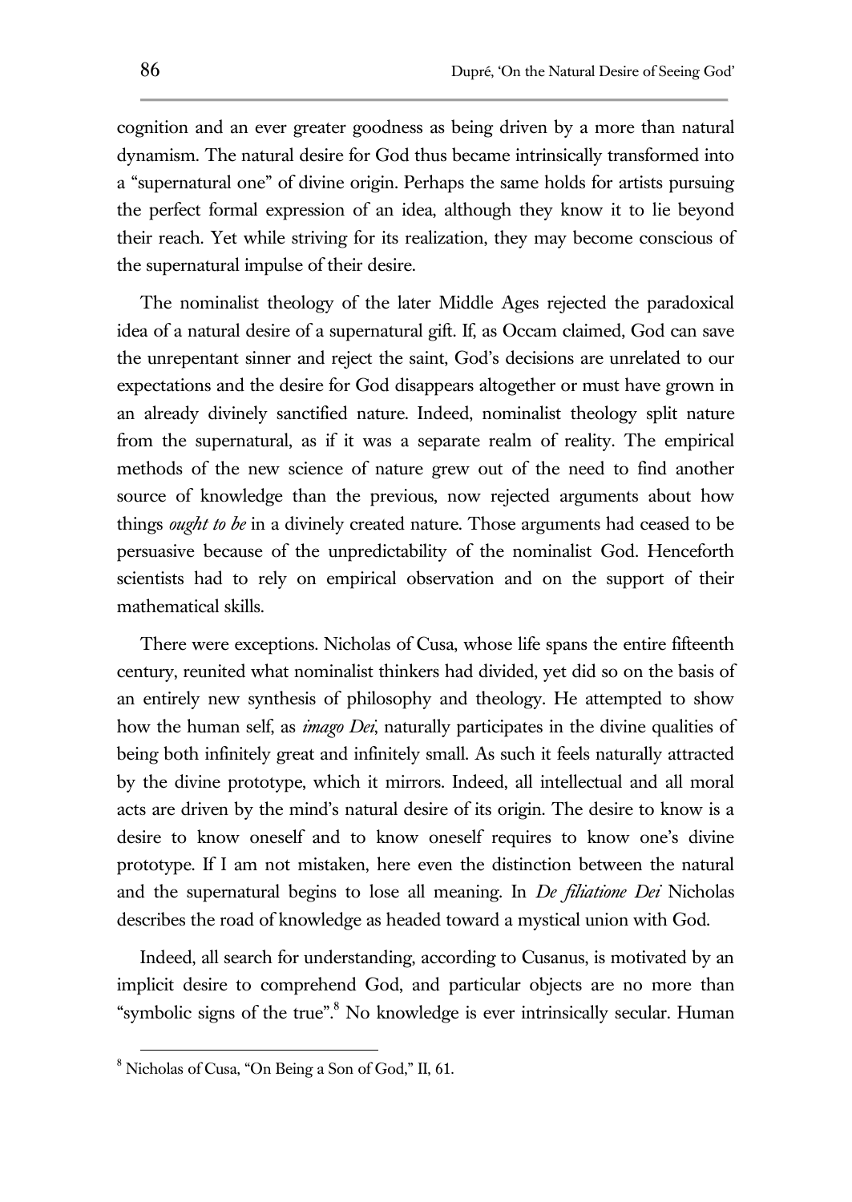cognition and an ever greater goodness as being driven by a more than natural dynamism. The natural desire for God thus became intrinsically transformed into a "supernatural one" of divine origin. Perhaps the same holds for artists pursuing the perfect formal expression of an idea, although they know it to lie beyond their reach. Yet while striving for its realization, they may become conscious of the supernatural impulse of their desire.

The nominalist theology of the later Middle Ages rejected the paradoxical idea of a natural desire of a supernatural gift. If, as Occam claimed, God can save the unrepentant sinner and reject the saint, God's decisions are unrelated to our expectations and the desire for God disappears altogether or must have grown in an already divinely sanctified nature. Indeed, nominalist theology split nature from the supernatural, as if it was a separate realm of reality. The empirical methods of the new science of nature grew out of the need to find another source of knowledge than the previous, now rejected arguments about how things *ought to be* in a divinely created nature. Those arguments had ceased to be persuasive because of the unpredictability of the nominalist God. Henceforth scientists had to rely on empirical observation and on the support of their mathematical skills.

There were exceptions. Nicholas of Cusa, whose life spans the entire fifteenth century, reunited what nominalist thinkers had divided, yet did so on the basis of an entirely new synthesis of philosophy and theology. He attempted to show how the human self, as *imago Dei*, naturally participates in the divine qualities of being both infinitely great and infinitely small. As such it feels naturally attracted by the divine prototype, which it mirrors. Indeed, all intellectual and all moral acts are driven by the mind's natural desire of its origin. The desire to know is a desire to know oneself and to know oneself requires to know one's divine prototype. If I am not mistaken, here even the distinction between the natural and the supernatural begins to lose all meaning. In *De filiatione Dei* Nicholas describes the road of knowledge as headed toward a mystical union with God.

Indeed, all search for understanding, according to Cusanus, is motivated by an implicit desire to comprehend God, and particular objects are no more than "symbolic signs of the true".[8] No knowledge is ever intrinsically secular. Human

[8] Nicholas of Cusa, "On Being a Son of God," II, 61.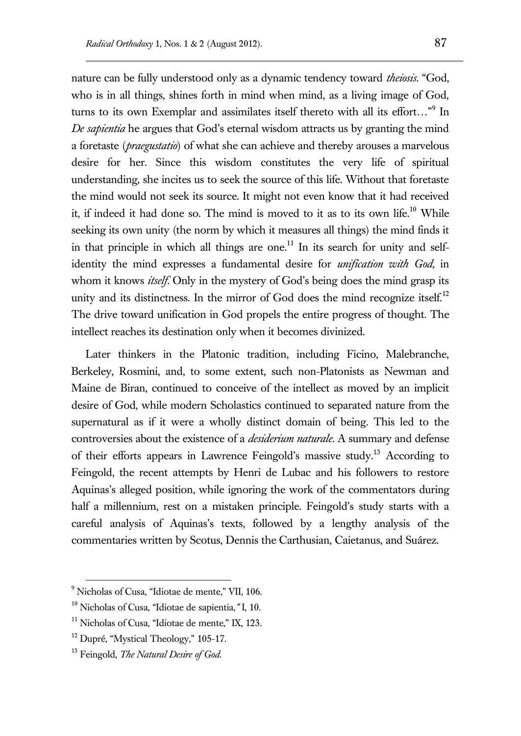nature can be fully understood only as a dynamic tendency toward *theiosis*. "God, who is in all things, shines forth in mind when mind, as a living image of God, turns to its own Exemplar and assimilates itself thereto with all its effort…"[9] In *De sapientia* he argues that God's eternal wisdom attracts us by granting the mind a foretaste (*praegustatio*) of what she can achieve and thereby arouses a marvelous desire for her. Since this wisdom constitutes the very life of spiritual understanding, she incites us to seek the source of this life. Without that foretaste the mind would not seek its source. It might not even know that it had received it, if indeed it had done so. The mind is moved to it as to its own life.[10] While seeking its own unity (the norm by which it measures all things) the mind finds it in that principle in which all things are one.[11] In its search for unity and self-identity the mind expresses a fundamental desire for *unification with God,* in whom it knows *itself.* Only in the mystery of God's being does the mind grasp its unity and its distinctness. In the mirror of God does the mind recognize itself.[12] The drive toward unification in God propels the entire progress of thought. The intellect reaches its destination only when it becomes divinized.

Later thinkers in the Platonic tradition, including Ficino, Malebranche, Berkeley, Rosmini, and, to some extent, such non-Platonists as Newman and Maine de Biran, continued to conceive of the intellect as moved by an implicit desire of God, while modern Scholastics continued to separated nature from the supernatural as if it were a wholly distinct domain of being. This led to the controversies about the existence of a *desiderium naturale*. A summary and defense of their efforts appears in Lawrence Feingold's massive study.[13] According to Feingold, the recent attempts by Henri de Lubac and his followers to restore Aquinas's alleged position, while ignoring the work of the commentators during half a millennium, rest on a mistaken principle. Feingold's study starts with a careful analysis of Aquinas's texts, followed by a lengthy analysis of the commentaries written by Scotus, Dennis the Carthusian, Caietanus, and Suárez.

---

[9] Nicholas of Cusa, "Idiotae de mente," VII, 106.

[10] Nicholas of Cusa, "Idiotae de sapientia," I, 10.

[11] Nicholas of Cusa, "Idiotae de mente," IX, 123.

[12] Dupré, "Mystical Theology," 105-17.

[13] Feingold, *The Natural Desire of God.*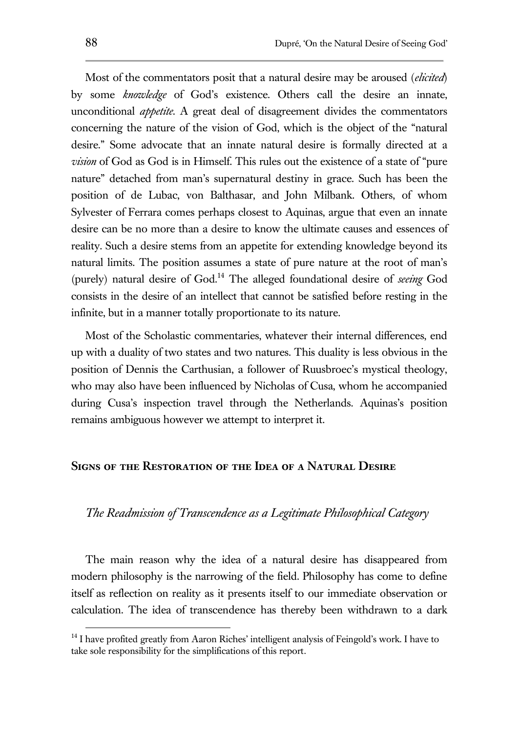Most of the commentators posit that a natural desire may be aroused (*elicited*) by some *knowledge* of God's existence. Others call the desire an innate, unconditional *appetite*. A great deal of disagreement divides the commentators concerning the nature of the vision of God, which is the object of the "natural desire." Some advocate that an innate natural desire is formally directed at a *vision* of God as God is in Himself. This rules out the existence of a state of "pure nature" detached from man's supernatural destiny in grace. Such has been the position of de Lubac, von Balthasar, and John Milbank. Others, of whom Sylvester of Ferrara comes perhaps closest to Aquinas, argue that even an innate desire can be no more than a desire to know the ultimate causes and essences of reality. Such a desire stems from an appetite for extending knowledge beyond its natural limits. The position assumes a state of pure nature at the root of man's (purely) natural desire of God.[14] The alleged foundational desire of *seeing* God consists in the desire of an intellect that cannot be satisfied before resting in the infinite, but in a manner totally proportionate to its nature.

Most of the Scholastic commentaries, whatever their internal differences, end up with a duality of two states and two natures. This duality is less obvious in the position of Dennis the Carthusian, a follower of Ruusbroec's mystical theology, who may also have been influenced by Nicholas of Cusa, whom he accompanied during Cusa's inspection travel through the Netherlands. Aquinas's position remains ambiguous however we attempt to interpret it.

## Signs of the Restoration of the Idea of a Natural Desire

### *The Readmission of Transcendence as a Legitimate Philosophical Category*

The main reason why the idea of a natural desire has disappeared from modern philosophy is the narrowing of the field. Philosophy has come to define itself as reflection on reality as it presents itself to our immediate observation or calculation. The idea of transcendence has thereby been withdrawn to a dark

[14] I have profited greatly from Aaron Riches' intelligent analysis of Feingold's work. I have to take sole responsibility for the simplifications of this report.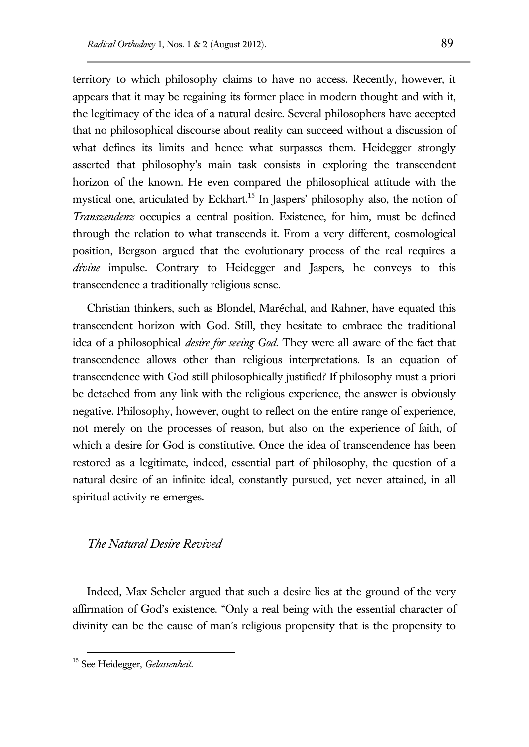territory to which philosophy claims to have no access. Recently, however, it appears that it may be regaining its former place in modern thought and with it, the legitimacy of the idea of a natural desire. Several philosophers have accepted that no philosophical discourse about reality can succeed without a discussion of what defines its limits and hence what surpasses them. Heidegger strongly asserted that philosophy's main task consists in exploring the transcendent horizon of the known. He even compared the philosophical attitude with the mystical one, articulated by Eckhart.[15] In Jaspers' philosophy also, the notion of *Transzendenz* occupies a central position. Existence, for him, must be defined through the relation to what transcends it. From a very different, cosmological position, Bergson argued that the evolutionary process of the real requires a *divine* impulse. Contrary to Heidegger and Jaspers, he conveys to this transcendence a traditionally religious sense.

Christian thinkers, such as Blondel, Maréchal, and Rahner, have equated this transcendent horizon with God. Still, they hesitate to embrace the traditional idea of a philosophical *desire for seeing God*. They were all aware of the fact that transcendence allows other than religious interpretations. Is an equation of transcendence with God still philosophically justified? If philosophy must a priori be detached from any link with the religious experience, the answer is obviously negative. Philosophy, however, ought to reflect on the entire range of experience, not merely on the processes of reason, but also on the experience of faith, of which a desire for God is constitutive. Once the idea of transcendence has been restored as a legitimate, indeed, essential part of philosophy, the question of a natural desire of an infinite ideal, constantly pursued, yet never attained, in all spiritual activity re-emerges.

## *The Natural Desire Revived*

Indeed, Max Scheler argued that such a desire lies at the ground of the very affirmation of God's existence. "Only a real being with the essential character of divinity can be the cause of man's religious propensity that is the propensity to

---

[15] See Heidegger, *Gelassenheit*.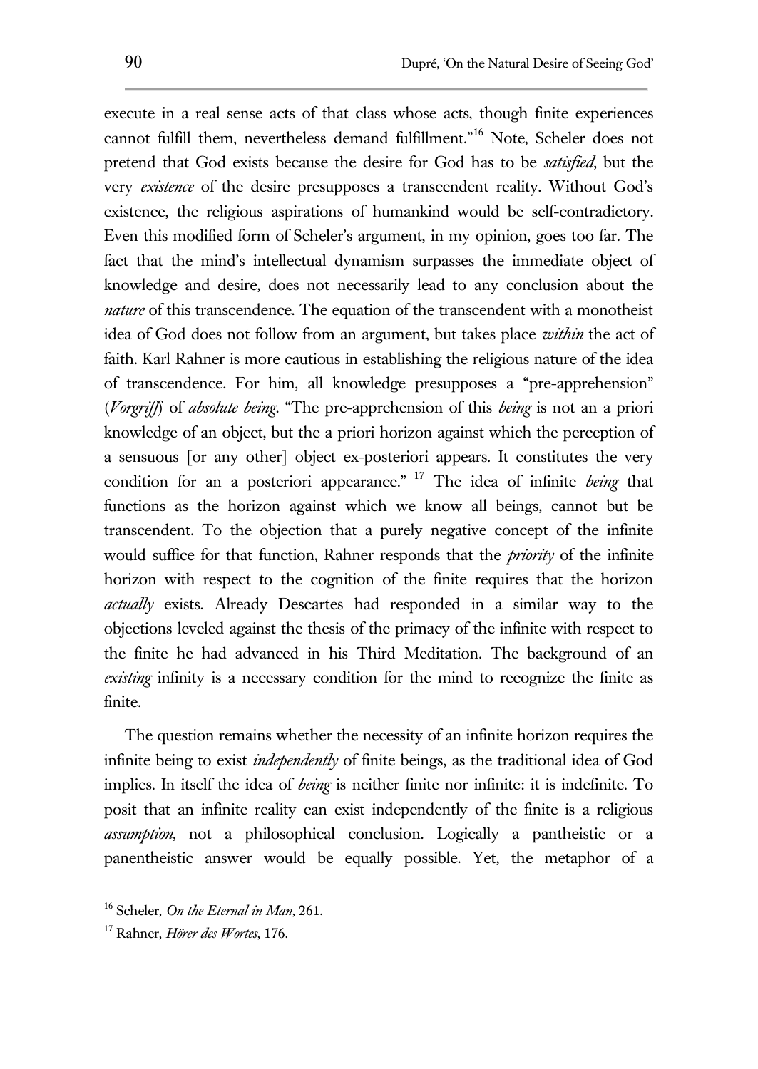execute in a real sense acts of that class whose acts, though finite experiences cannot fulfill them, nevertheless demand fulfillment."[16] Note, Scheler does not pretend that God exists because the desire for God has to be *satisfied*, but the very *existence* of the desire presupposes a transcendent reality. Without God's existence, the religious aspirations of humankind would be self-contradictory. Even this modified form of Scheler's argument, in my opinion, goes too far. The fact that the mind's intellectual dynamism surpasses the immediate object of knowledge and desire, does not necessarily lead to any conclusion about the *nature* of this transcendence. The equation of the transcendent with a monotheist idea of God does not follow from an argument, but takes place *within* the act of faith. Karl Rahner is more cautious in establishing the religious nature of the idea of transcendence. For him, all knowledge presupposes a "pre-apprehension" (*Vorgriff*) of *absolute being*. "The pre-apprehension of this *being* is not an a priori knowledge of an object, but the a priori horizon against which the perception of a sensuous [or any other] object ex-posteriori appears. It constitutes the very condition for an a posteriori appearance." [17] The idea of infinite *being* that functions as the horizon against which we know all beings, cannot but be transcendent. To the objection that a purely negative concept of the infinite would suffice for that function, Rahner responds that the *priority* of the infinite horizon with respect to the cognition of the finite requires that the horizon *actually* exists. Already Descartes had responded in a similar way to the objections leveled against the thesis of the primacy of the infinite with respect to the finite he had advanced in his Third Meditation. The background of an *existing* infinity is a necessary condition for the mind to recognize the finite as finite.

The question remains whether the necessity of an infinite horizon requires the infinite being to exist *independently* of finite beings, as the traditional idea of God implies. In itself the idea of *being* is neither finite nor infinite: it is indefinite. To posit that an infinite reality can exist independently of the finite is a religious *assumption*, not a philosophical conclusion. Logically a pantheistic or a panentheistic answer would be equally possible. Yet, the metaphor of a

---

[16] Scheler, *On the Eternal in Man*, 261.

[17] Rahner, *Hörer des Wortes*, 176.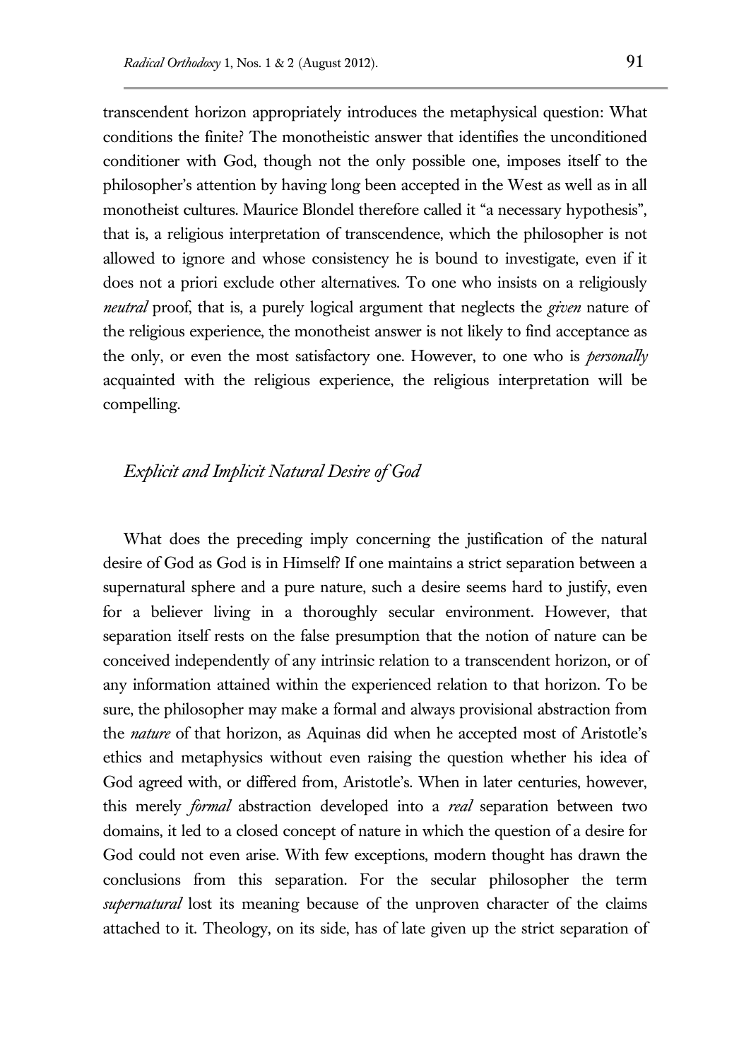transcendent horizon appropriately introduces the metaphysical question: What conditions the finite? The monotheistic answer that identifies the unconditioned conditioner with God, though not the only possible one, imposes itself to the philosopher's attention by having long been accepted in the West as well as in all monotheist cultures. Maurice Blondel therefore called it "a necessary hypothesis", that is, a religious interpretation of transcendence, which the philosopher is not allowed to ignore and whose consistency he is bound to investigate, even if it does not a priori exclude other alternatives. To one who insists on a religiously *neutral* proof, that is, a purely logical argument that neglects the *given* nature of the religious experience, the monotheist answer is not likely to find acceptance as the only, or even the most satisfactory one. However, to one who is *personally* acquainted with the religious experience, the religious interpretation will be compelling.

### *Explicit and Implicit Natural Desire of God*

What does the preceding imply concerning the justification of the natural desire of God as God is in Himself? If one maintains a strict separation between a supernatural sphere and a pure nature, such a desire seems hard to justify, even for a believer living in a thoroughly secular environment. However, that separation itself rests on the false presumption that the notion of nature can be conceived independently of any intrinsic relation to a transcendent horizon, or of any information attained within the experienced relation to that horizon. To be sure, the philosopher may make a formal and always provisional abstraction from the *nature* of that horizon, as Aquinas did when he accepted most of Aristotle's ethics and metaphysics without even raising the question whether his idea of God agreed with, or differed from, Aristotle's. When in later centuries, however, this merely *formal* abstraction developed into a *real* separation between two domains, it led to a closed concept of nature in which the question of a desire for God could not even arise. With few exceptions, modern thought has drawn the conclusions from this separation. For the secular philosopher the term *supernatural* lost its meaning because of the unproven character of the claims attached to it. Theology, on its side, has of late given up the strict separation of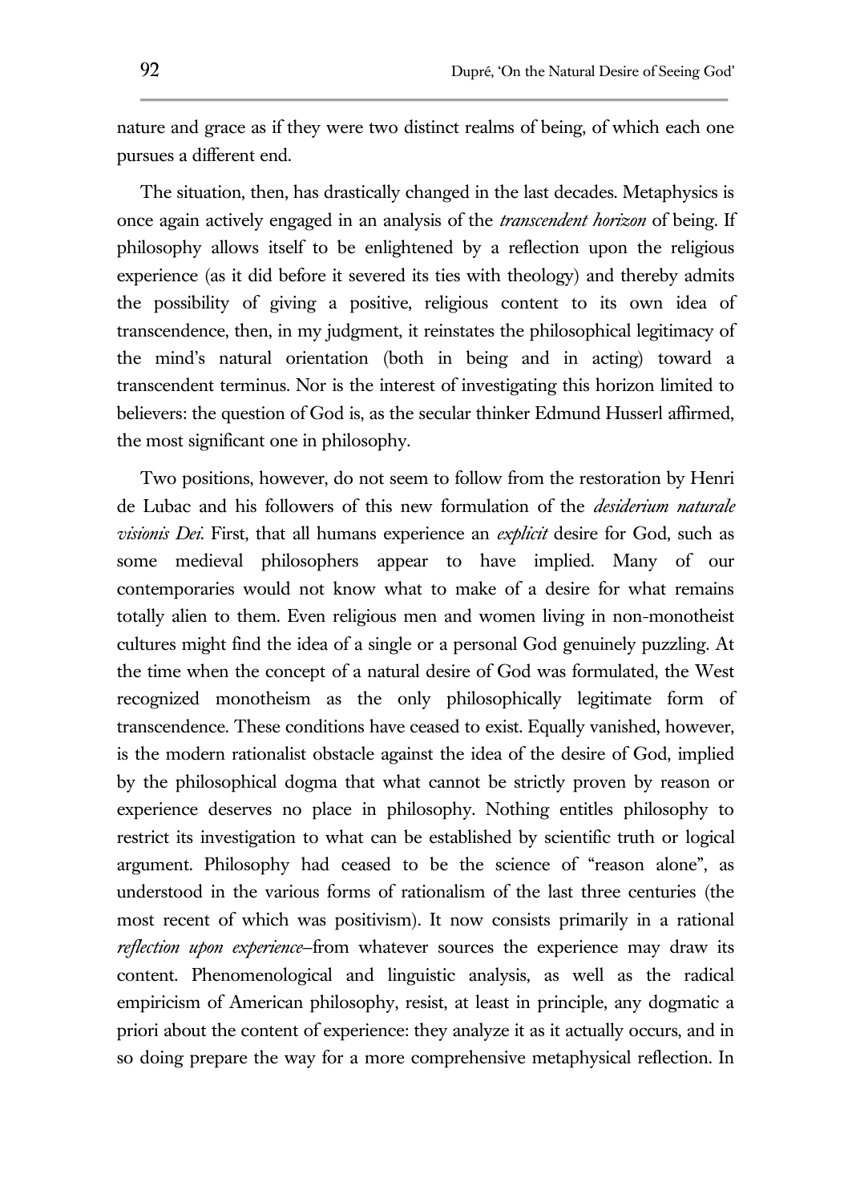nature and grace as if they were two distinct realms of being, of which each one pursues a different end.

The situation, then, has drastically changed in the last decades. Metaphysics is once again actively engaged in an analysis of the *transcendent horizon* of being. If philosophy allows itself to be enlightened by a reflection upon the religious experience (as it did before it severed its ties with theology) and thereby admits the possibility of giving a positive, religious content to its own idea of transcendence, then, in my judgment, it reinstates the philosophical legitimacy of the mind's natural orientation (both in being and in acting) toward a transcendent terminus. Nor is the interest of investigating this horizon limited to believers: the question of God is, as the secular thinker Edmund Husserl affirmed, the most significant one in philosophy.

Two positions, however, do not seem to follow from the restoration by Henri de Lubac and his followers of this new formulation of the *desiderium naturale visionis Dei*. First, that all humans experience an *explicit* desire for God, such as some medieval philosophers appear to have implied. Many of our contemporaries would not know what to make of a desire for what remains totally alien to them. Even religious men and women living in non-monotheist cultures might find the idea of a single or a personal God genuinely puzzling. At the time when the concept of a natural desire of God was formulated, the West recognized monotheism as the only philosophically legitimate form of transcendence. These conditions have ceased to exist. Equally vanished, however, is the modern rationalist obstacle against the idea of the desire of God, implied by the philosophical dogma that what cannot be strictly proven by reason or experience deserves no place in philosophy. Nothing entitles philosophy to restrict its investigation to what can be established by scientific truth or logical argument. Philosophy had ceased to be the science of "reason alone", as understood in the various forms of rationalism of the last three centuries (the most recent of which was positivism). It now consists primarily in a rational *reflection upon experience*–from whatever sources the experience may draw its content. Phenomenological and linguistic analysis, as well as the radical empiricism of American philosophy, resist, at least in principle, any dogmatic a priori about the content of experience: they analyze it as it actually occurs, and in so doing prepare the way for a more comprehensive metaphysical reflection. In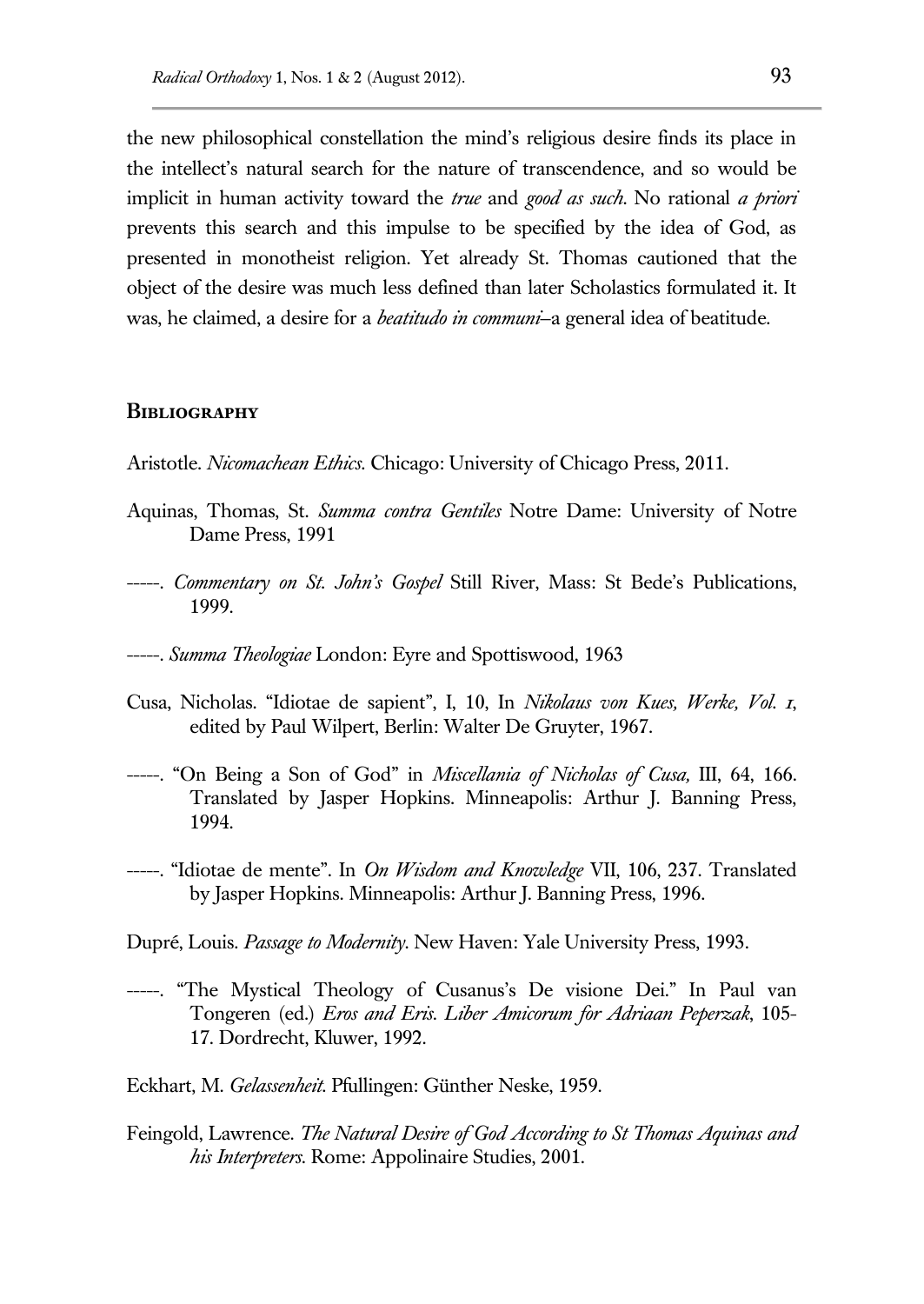the new philosophical constellation the mind's religious desire finds its place in the intellect's natural search for the nature of transcendence, and so would be implicit in human activity toward the *true* and *good as such*. No rational *a priori* prevents this search and this impulse to be specified by the idea of God, as presented in monotheist religion. Yet already St. Thomas cautioned that the object of the desire was much less defined than later Scholastics formulated it. It was, he claimed, a desire for a *beatitudo in communi*–a general idea of beatitude.

## Bibliography

Aristotle. *Nicomachean Ethics*. Chicago: University of Chicago Press, 2011.

Aquinas, Thomas, St. *Summa contra Gentiles* Notre Dame: University of Notre Dame Press, 1991

-----. *Commentary on St. John's Gospel* Still River, Mass: St Bede's Publications, 1999.

-----. *Summa Theologiae* London: Eyre and Spottiswood, 1963

Cusa, Nicholas. "Idiotae de sapient", I, 10, In *Nikolaus von Kues, Werke, Vol. 1*, edited by Paul Wilpert, Berlin: Walter De Gruyter, 1967.

-----. "On Being a Son of God" in *Miscellania of Nicholas of Cusa,* III, 64, 166. Translated by Jasper Hopkins. Minneapolis: Arthur J. Banning Press, 1994.

-----. "Idiotae de mente". In *On Wisdom and Knowledge* VII, 106, 237. Translated by Jasper Hopkins. Minneapolis: Arthur J. Banning Press, 1996.

Dupré, Louis. *Passage to Modernity*. New Haven: Yale University Press, 1993.

-----. "The Mystical Theology of Cusanus's De visione Dei." In Paul van Tongeren (ed.) *Eros and Eris. Liber Amicorum for Adriaan Peperzak*, 105-17. Dordrecht, Kluwer, 1992.

Eckhart, M. *Gelassenheit*. Pfullingen: Günther Neske, 1959.

Feingold, Lawrence. *The Natural Desire of God According to St Thomas Aquinas and his Interpreters*. Rome: Appolinaire Studies, 2001.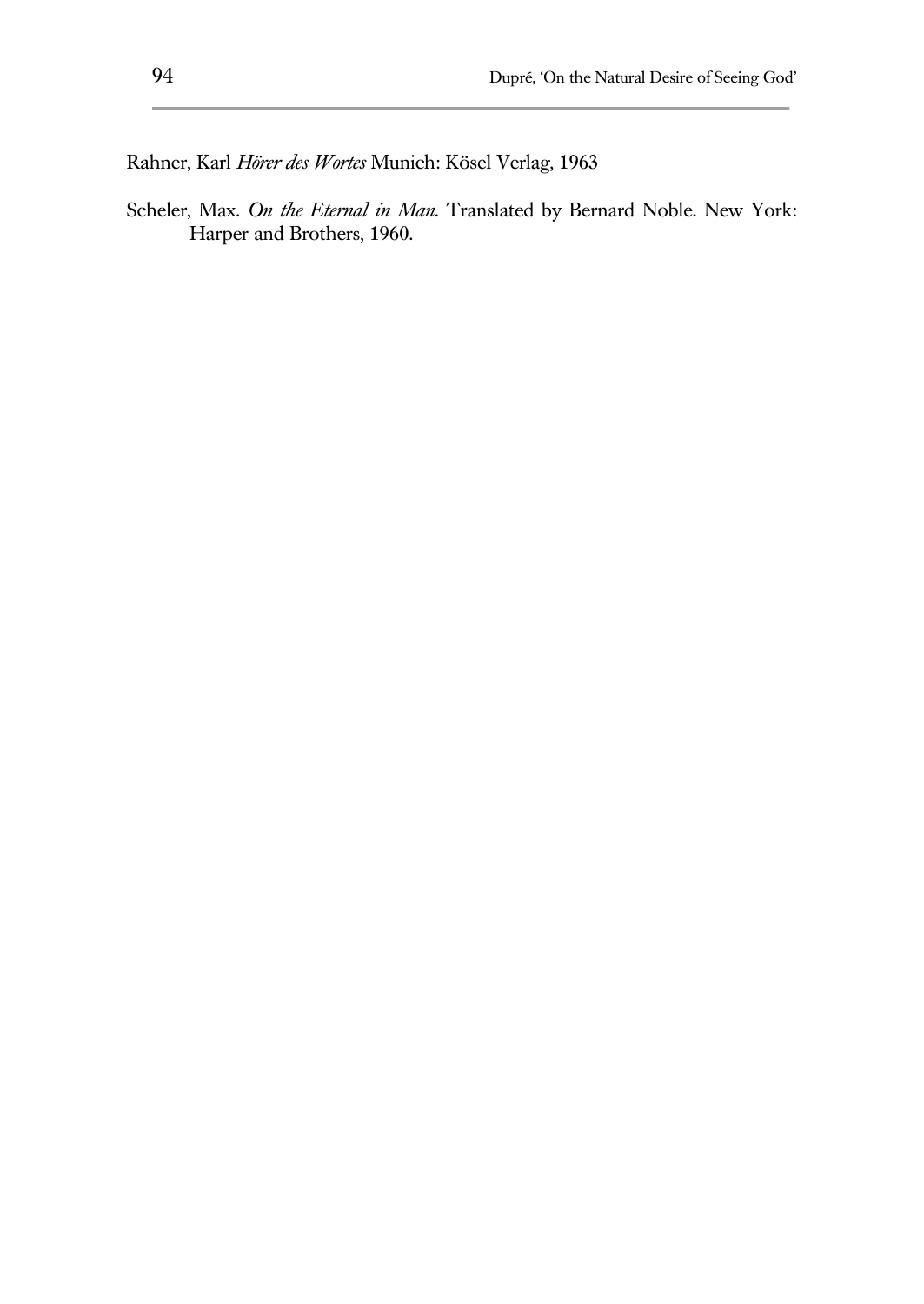Rahner, Karl *Hörer des Wortes* Munich: Kösel Verlag, 1963

Scheler, Max. *On the Eternal in Man.* Translated by Bernard Noble. New York: Harper and Brothers, 1960.